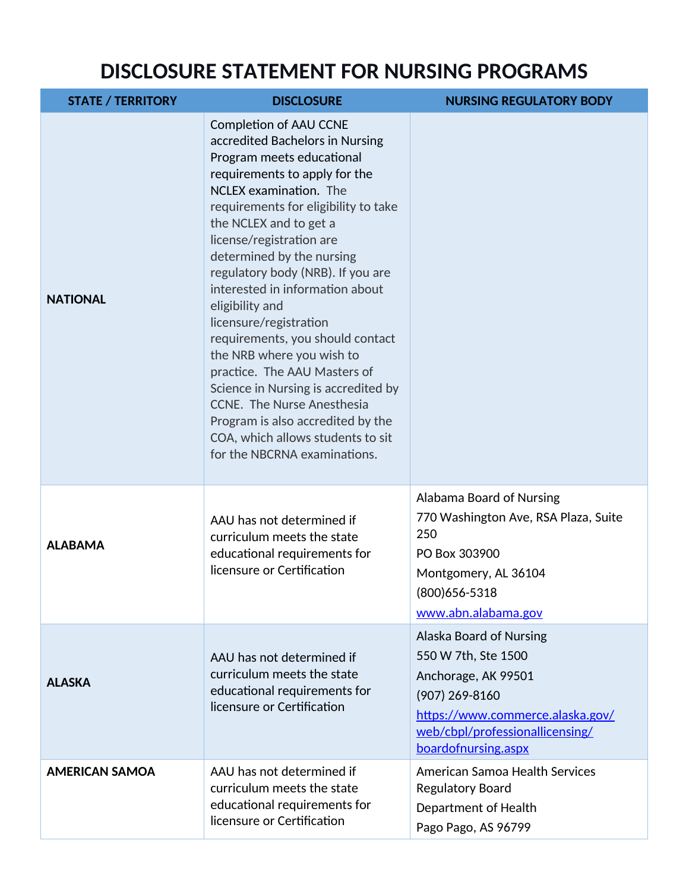# DISCLOSURE STATEMENT FOR NURSING PROGRAMS

| STATE / TERRITORY | DISCLOSURE | NURSING REGULATORY BODY |
|---|---|---|
| **NATIONAL** | Completion of AAU CCNE accredited Bachelors in Nursing Program meets educational requirements to apply for the NCLEX examination. The requirements for eligibility to take the NCLEX and to get a license/registration are determined by the nursing regulatory body (NRB). If you are interested in information about eligibility and licensure/registration requirements, you should contact the NRB where you wish to practice. The AAU Masters of Science in Nursing is accredited by CCNE. The Nurse Anesthesia Program is also accredited by the COA, which allows students to sit for the NBCRNA examinations. | |
| **ALABAMA** | AAU has not determined if curriculum meets the state educational requirements for licensure or Certification | Alabama Board of Nursing<br>770 Washington Ave, RSA Plaza, Suite 250<br>PO Box 303900<br>Montgomery, AL 36104<br>(800)656-5318<br>[www.abn.alabama.gov](www.abn.alabama.gov) |
| **ALASKA** | AAU has not determined if curriculum meets the state educational requirements for licensure or Certification | Alaska Board of Nursing<br>550 W 7th, Ste 1500<br>Anchorage, AK 99501<br>(907) 269-8160<br>[https://www.commerce.alaska.gov/web/cbpl/professionallicensing/boardofnursing.aspx](https://www.commerce.alaska.gov/web/cbpl/professionallicensing/boardofnursing.aspx) |
| **AMERICAN SAMOA** | AAU has not determined if curriculum meets the state educational requirements for licensure or Certification | American Samoa Health Services Regulatory Board<br>Department of Health<br>Pago Pago, AS 96799 |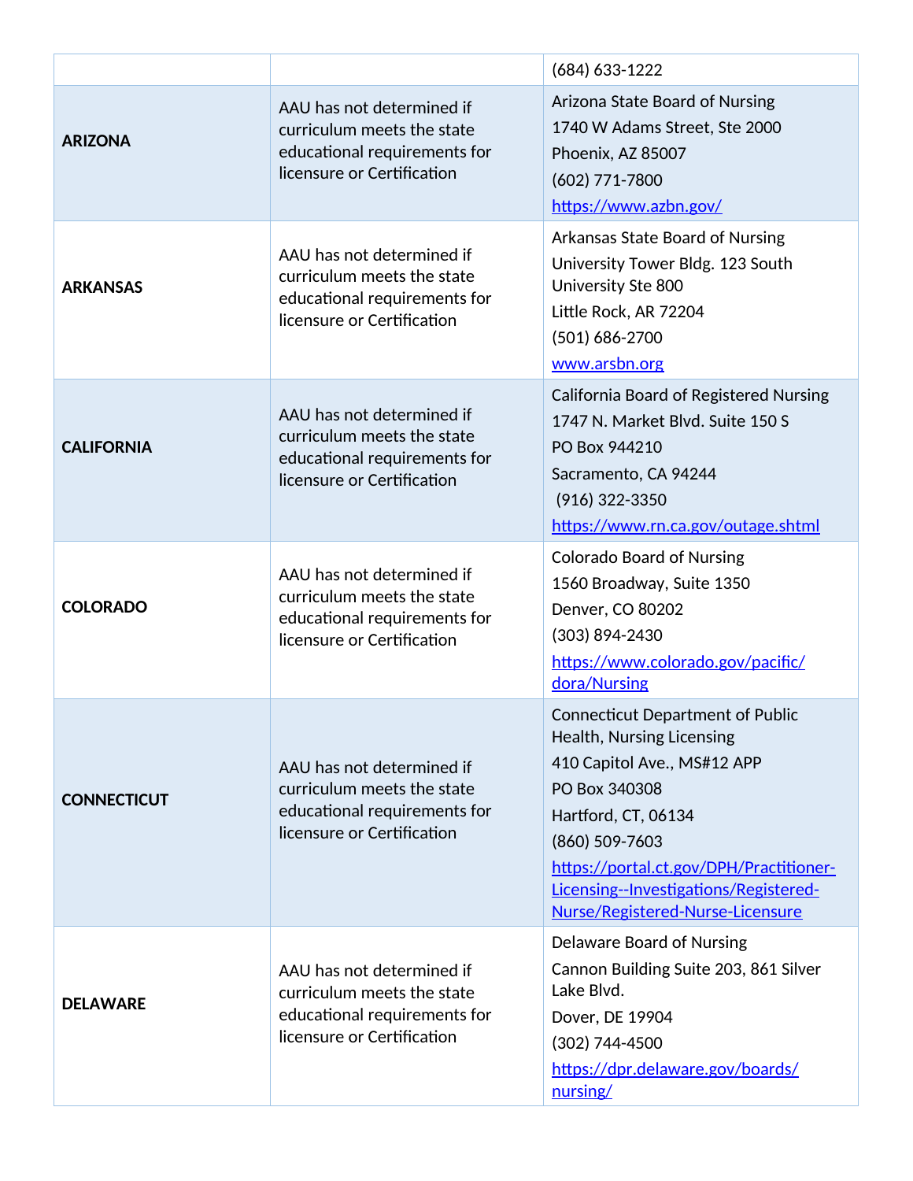| | | |
|---|---|---|
| | | (684) 633-1222 |
| **ARIZONA** | AAU has not determined if curriculum meets the state educational requirements for licensure or Certification | Arizona State Board of Nursing<br>1740 W Adams Street, Ste 2000<br>Phoenix, AZ 85007<br>(602) 771-7800<br>https://www.azbn.gov/ |
| **ARKANSAS** | AAU has not determined if curriculum meets the state educational requirements for licensure or Certification | Arkansas State Board of Nursing<br>University Tower Bldg. 123 South University Ste 800<br>Little Rock, AR 72204<br>(501) 686-2700<br>www.arsbn.org |
| **CALIFORNIA** | AAU has not determined if curriculum meets the state educational requirements for licensure or Certification | California Board of Registered Nursing<br>1747 N. Market Blvd. Suite 150 S<br>PO Box 944210<br>Sacramento, CA 94244<br>(916) 322-3350<br>https://www.rn.ca.gov/outage.shtml |
| **COLORADO** | AAU has not determined if curriculum meets the state educational requirements for licensure or Certification | Colorado Board of Nursing<br>1560 Broadway, Suite 1350<br>Denver, CO 80202<br>(303) 894-2430<br>https://www.colorado.gov/pacific/dora/Nursing |
| **CONNECTICUT** | AAU has not determined if curriculum meets the state educational requirements for licensure or Certification | Connecticut Department of Public Health, Nursing Licensing<br>410 Capitol Ave., MS#12 APP<br>PO Box 340308<br>Hartford, CT, 06134<br>(860) 509-7603<br>https://portal.ct.gov/DPH/Practitioner-Licensing--Investigations/Registered-Nurse/Registered-Nurse-Licensure |
| **DELAWARE** | AAU has not determined if curriculum meets the state educational requirements for licensure or Certification | Delaware Board of Nursing<br>Cannon Building Suite 203, 861 Silver Lake Blvd.<br>Dover, DE 19904<br>(302) 744-4500<br>https://dpr.delaware.gov/boards/nursing/ |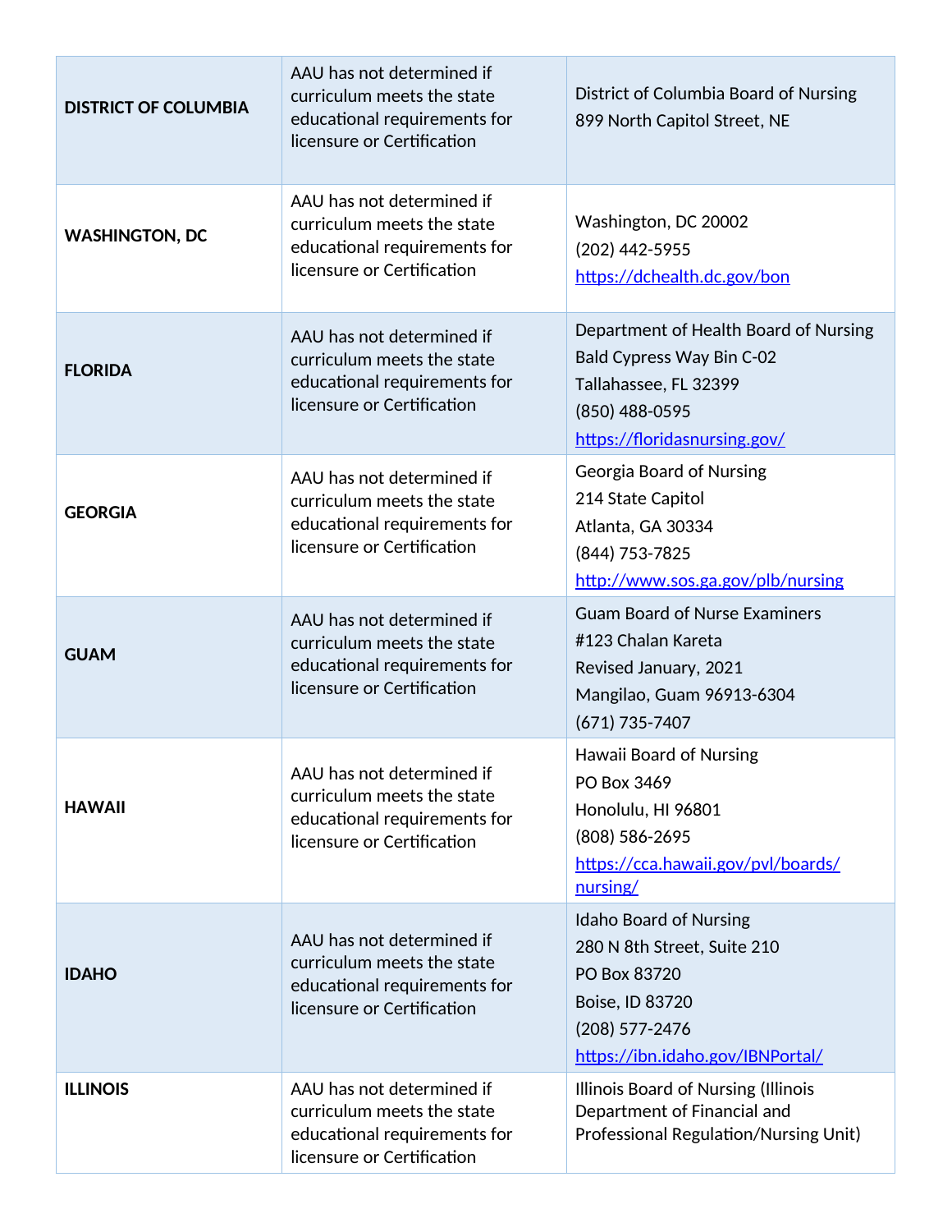| **DISTRICT OF COLUMBIA** | AAU has not determined if curriculum meets the state educational requirements for licensure or Certification | District of Columbia Board of Nursing<br>899 North Capitol Street, NE |
|---|---|---|
| **WASHINGTON, DC** | AAU has not determined if curriculum meets the state educational requirements for licensure or Certification | Washington, DC 20002<br>(202) 442-5955<br>https://dchealth.dc.gov/bon |
| **FLORIDA** | AAU has not determined if curriculum meets the state educational requirements for licensure or Certification | Department of Health Board of Nursing<br>Bald Cypress Way Bin C-02<br>Tallahassee, FL 32399<br>(850) 488-0595<br>https://floridasnursing.gov/ |
| **GEORGIA** | AAU has not determined if curriculum meets the state educational requirements for licensure or Certification | Georgia Board of Nursing<br>214 State Capitol<br>Atlanta, GA 30334<br>(844) 753-7825<br>http://www.sos.ga.gov/plb/nursing |
| **GUAM** | AAU has not determined if curriculum meets the state educational requirements for licensure or Certification | Guam Board of Nurse Examiners<br>#123 Chalan Kareta<br>Revised January, 2021<br>Mangilao, Guam 96913-6304<br>(671) 735-7407 |
| **HAWAII** | AAU has not determined if curriculum meets the state educational requirements for licensure or Certification | Hawaii Board of Nursing<br>PO Box 3469<br>Honolulu, HI 96801<br>(808) 586-2695<br>https://cca.hawaii.gov/pvl/boards/nursing/ |
| **IDAHO** | AAU has not determined if curriculum meets the state educational requirements for licensure or Certification | Idaho Board of Nursing<br>280 N 8th Street, Suite 210<br>PO Box 83720<br>Boise, ID 83720<br>(208) 577-2476<br>https://ibn.idaho.gov/IBNPortal/ |
| **ILLINOIS** | AAU has not determined if curriculum meets the state educational requirements for licensure or Certification | Illinois Board of Nursing (Illinois Department of Financial and Professional Regulation/Nursing Unit) |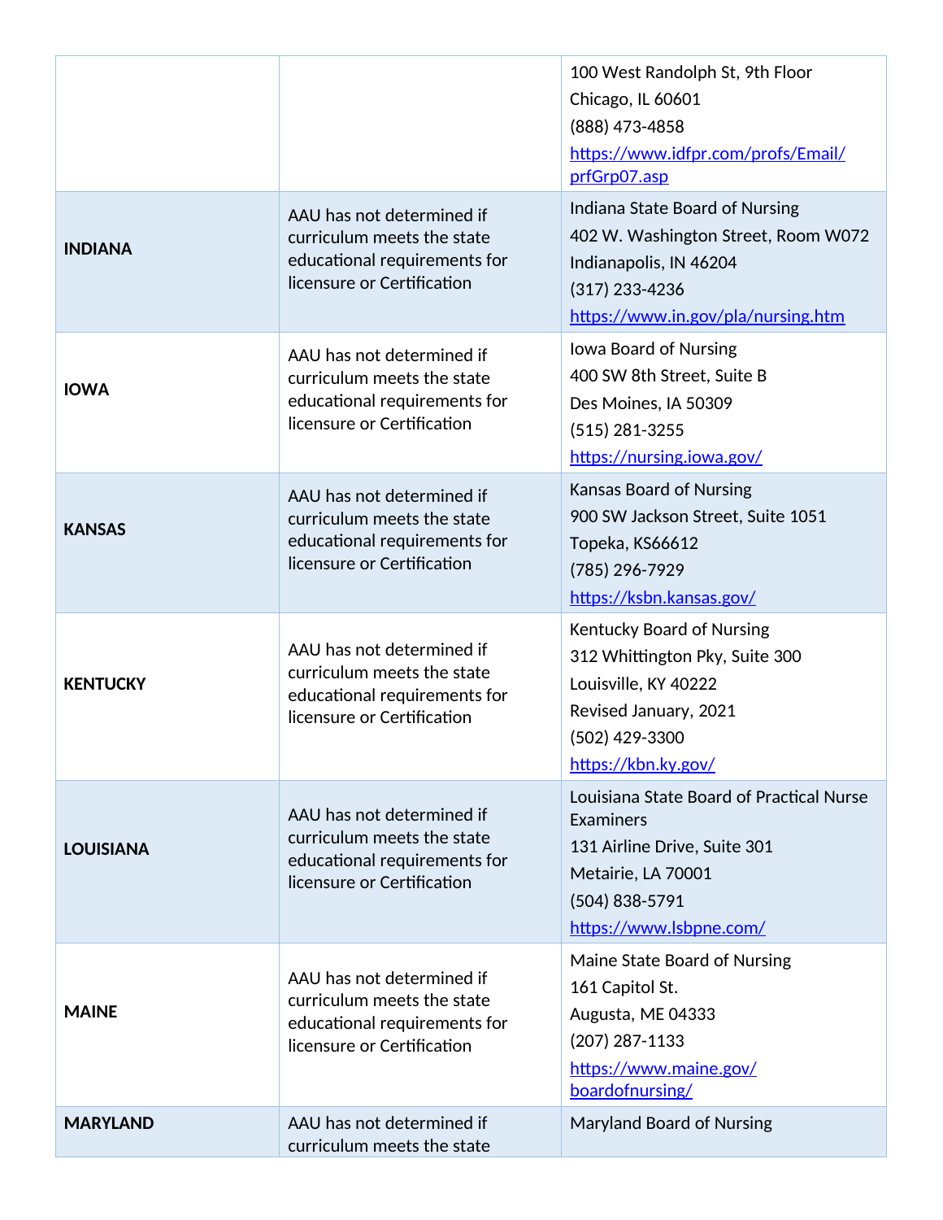| | | |
|---|---|---|
| | | 100 West Randolph St, 9th Floor<br>Chicago, IL 60601<br>(888) 473-4858<br>https://www.idfpr.com/profs/Email/prfGrp07.asp |
| **INDIANA** | AAU has not determined if curriculum meets the state educational requirements for licensure or Certification | Indiana State Board of Nursing<br>402 W. Washington Street, Room W072<br>Indianapolis, IN 46204<br>(317) 233-4236<br>https://www.in.gov/pla/nursing.htm |
| **IOWA** | AAU has not determined if curriculum meets the state educational requirements for licensure or Certification | Iowa Board of Nursing<br>400 SW 8th Street, Suite B<br>Des Moines, IA 50309<br>(515) 281-3255<br>https://nursing.iowa.gov/ |
| **KANSAS** | AAU has not determined if curriculum meets the state educational requirements for licensure or Certification | Kansas Board of Nursing<br>900 SW Jackson Street, Suite 1051<br>Topeka, KS66612<br>(785) 296-7929<br>https://ksbn.kansas.gov/ |
| **KENTUCKY** | AAU has not determined if curriculum meets the state educational requirements for licensure or Certification | Kentucky Board of Nursing<br>312 Whittington Pky, Suite 300<br>Louisville, KY 40222<br>Revised January, 2021<br>(502) 429-3300<br>https://kbn.ky.gov/ |
| **LOUISIANA** | AAU has not determined if curriculum meets the state educational requirements for licensure or Certification | Louisiana State Board of Practical Nurse Examiners<br>131 Airline Drive, Suite 301<br>Metairie, LA 70001<br>(504) 838-5791<br>https://www.lsbpne.com/ |
| **MAINE** | AAU has not determined if curriculum meets the state educational requirements for licensure or Certification | Maine State Board of Nursing<br>161 Capitol St.<br>Augusta, ME 04333<br>(207) 287-1133<br>https://www.maine.gov/boardofnursing/ |
| **MARYLAND** | AAU has not determined if curriculum meets the state | Maryland Board of Nursing |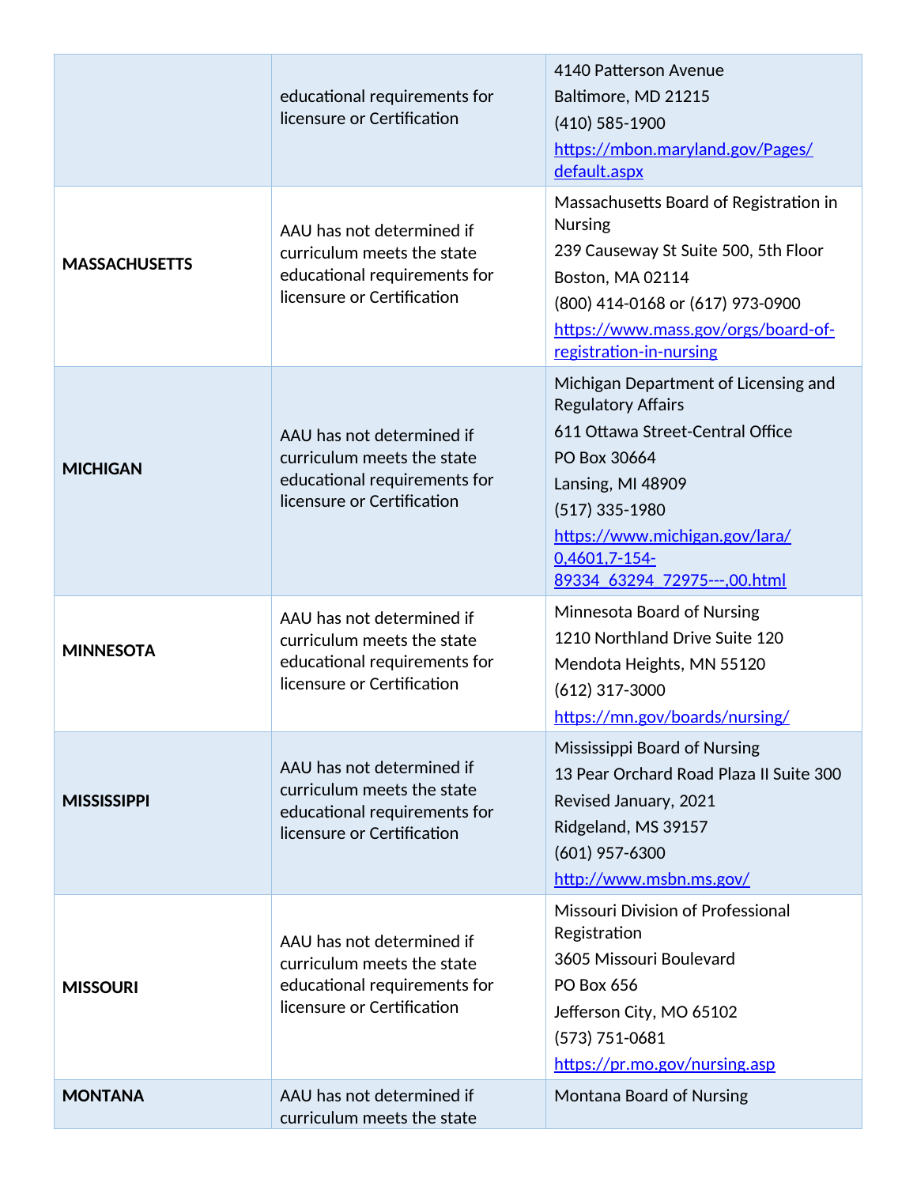| | | |
|---|---|---|
| | educational requirements for licensure or Certification | 4140 Patterson Avenue<br>Baltimore, MD 21215<br>(410) 585-1900<br>https://mbon.maryland.gov/Pages/default.aspx |
| **MASSACHUSETTS** | AAU has not determined if curriculum meets the state educational requirements for licensure or Certification | Massachusetts Board of Registration in Nursing<br>239 Causeway St Suite 500, 5th Floor<br>Boston, MA 02114<br>(800) 414-0168 or (617) 973-0900<br>https://www.mass.gov/orgs/board-of-registration-in-nursing |
| **MICHIGAN** | AAU has not determined if curriculum meets the state educational requirements for licensure or Certification | Michigan Department of Licensing and Regulatory Affairs<br>611 Ottawa Street-Central Office<br>PO Box 30664<br>Lansing, MI 48909<br>(517) 335-1980<br>https://www.michigan.gov/lara/0,4601,7-154-89334_63294_72975---,00.html |
| **MINNESOTA** | AAU has not determined if curriculum meets the state educational requirements for licensure or Certification | Minnesota Board of Nursing<br>1210 Northland Drive Suite 120<br>Mendota Heights, MN 55120<br>(612) 317-3000<br>https://mn.gov/boards/nursing/ |
| **MISSISSIPPI** | AAU has not determined if curriculum meets the state educational requirements for licensure or Certification | Mississippi Board of Nursing<br>13 Pear Orchard Road Plaza II Suite 300<br>Revised January, 2021<br>Ridgeland, MS 39157<br>(601) 957-6300<br>http://www.msbn.ms.gov/ |
| **MISSOURI** | AAU has not determined if curriculum meets the state educational requirements for licensure or Certification | Missouri Division of Professional Registration<br>3605 Missouri Boulevard<br>PO Box 656<br>Jefferson City, MO 65102<br>(573) 751-0681<br>https://pr.mo.gov/nursing.asp |
| **MONTANA** | AAU has not determined if curriculum meets the state | Montana Board of Nursing |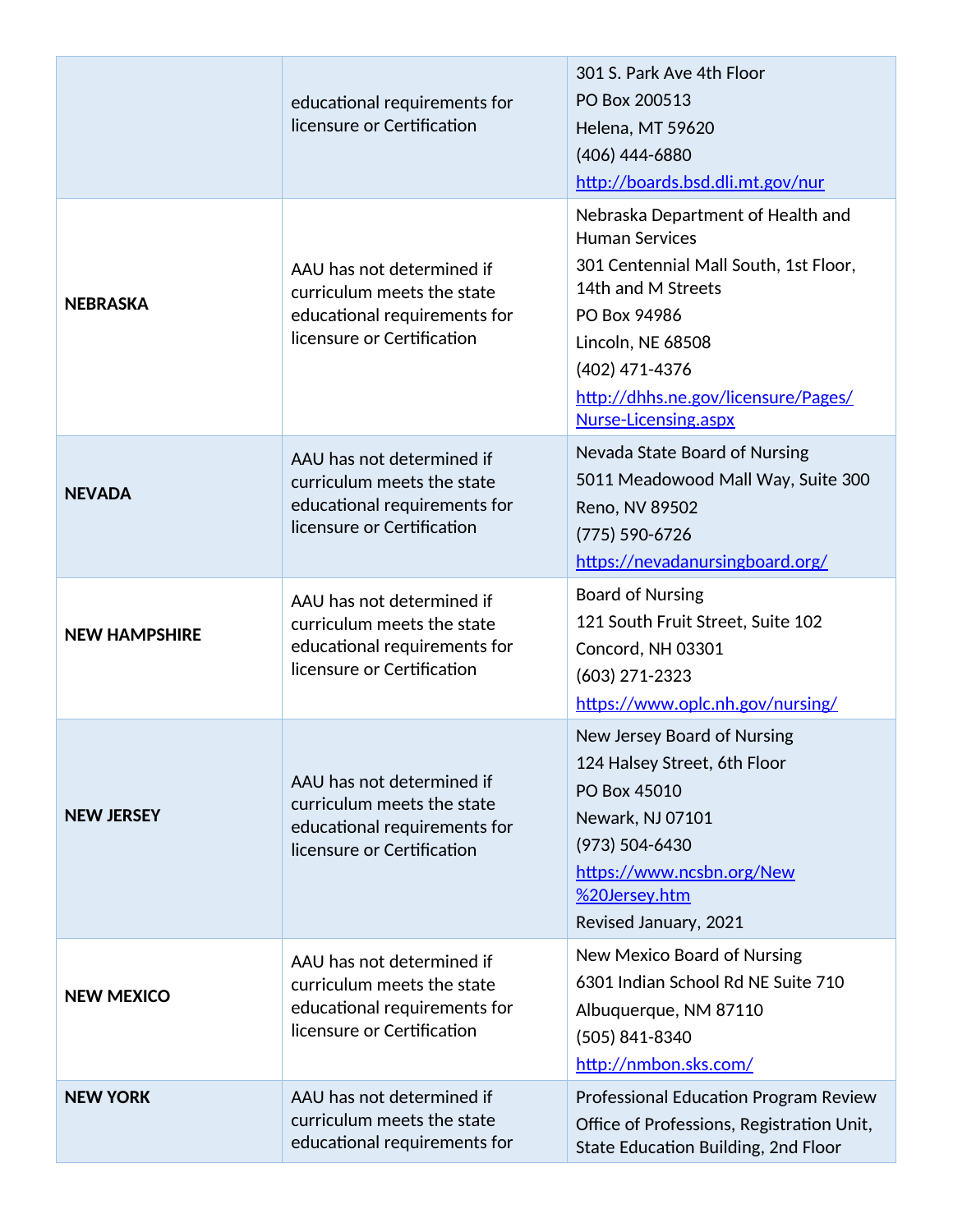| | | |
|---|---|---|
| | educational requirements for licensure or Certification | 301 S. Park Ave 4th Floor<br>PO Box 200513<br>Helena, MT 59620<br>(406) 444-6880<br>http://boards.bsd.dli.mt.gov/nur |
| **NEBRASKA** | AAU has not determined if curriculum meets the state educational requirements for licensure or Certification | Nebraska Department of Health and Human Services<br>301 Centennial Mall South, 1st Floor, 14th and M Streets<br>PO Box 94986<br>Lincoln, NE 68508<br>(402) 471-4376<br>http://dhhs.ne.gov/licensure/Pages/Nurse-Licensing.aspx |
| **NEVADA** | AAU has not determined if curriculum meets the state educational requirements for licensure or Certification | Nevada State Board of Nursing<br>5011 Meadowood Mall Way, Suite 300<br>Reno, NV 89502<br>(775) 590-6726<br>https://nevadanursingboard.org/ |
| **NEW HAMPSHIRE** | AAU has not determined if curriculum meets the state educational requirements for licensure or Certification | Board of Nursing<br>121 South Fruit Street, Suite 102<br>Concord, NH 03301<br>(603) 271-2323<br>https://www.oplc.nh.gov/nursing/ |
| **NEW JERSEY** | AAU has not determined if curriculum meets the state educational requirements for licensure or Certification | New Jersey Board of Nursing<br>124 Halsey Street, 6th Floor<br>PO Box 45010<br>Newark, NJ 07101<br>(973) 504-6430<br>https://www.ncsbn.org/New%20Jersey.htm<br>Revised January, 2021 |
| **NEW MEXICO** | AAU has not determined if curriculum meets the state educational requirements for licensure or Certification | New Mexico Board of Nursing<br>6301 Indian School Rd NE Suite 710<br>Albuquerque, NM 87110<br>(505) 841-8340<br>http://nmbon.sks.com/ |
| **NEW YORK** | AAU has not determined if curriculum meets the state educational requirements for | Professional Education Program Review<br>Office of Professions, Registration Unit, State Education Building, 2nd Floor |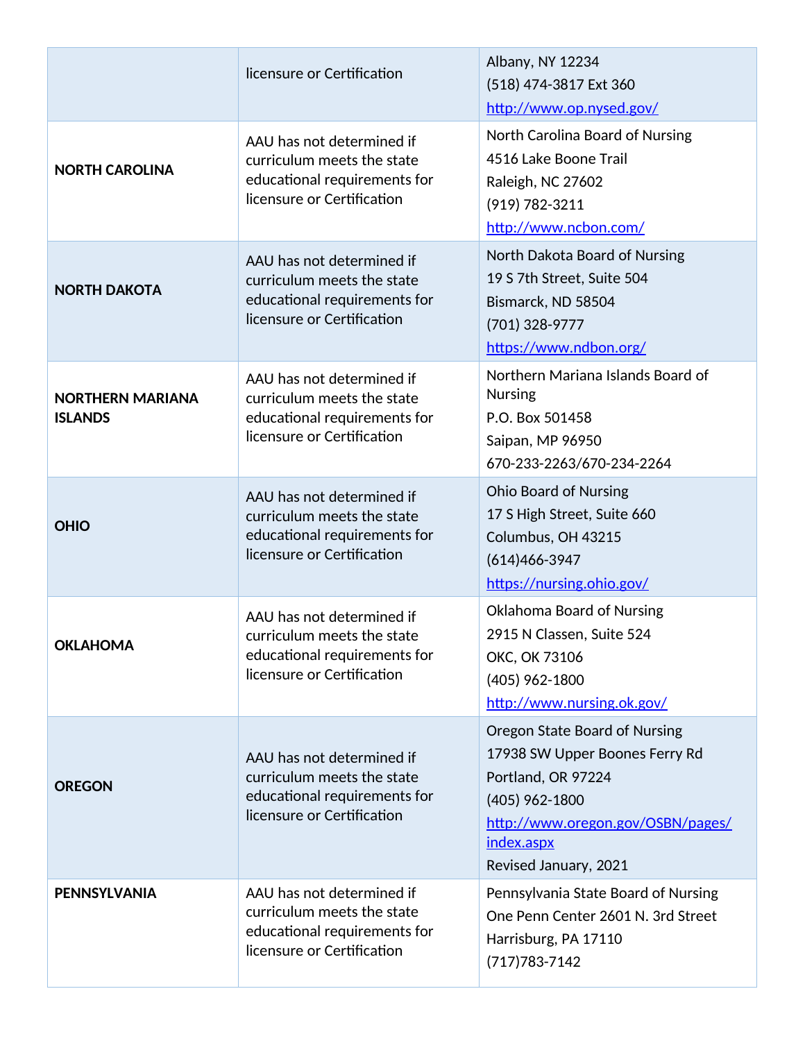| | | |
|---|---|---|
| | licensure or Certification | Albany, NY 12234<br>(518) 474-3817 Ext 360<br>http://www.op.nysed.gov/ |
| **NORTH CAROLINA** | AAU has not determined if curriculum meets the state educational requirements for licensure or Certification | North Carolina Board of Nursing<br>4516 Lake Boone Trail<br>Raleigh, NC 27602<br>(919) 782-3211<br>http://www.ncbon.com/ |
| **NORTH DAKOTA** | AAU has not determined if curriculum meets the state educational requirements for licensure or Certification | North Dakota Board of Nursing<br>19 S 7th Street, Suite 504<br>Bismarck, ND 58504<br>(701) 328-9777<br>https://www.ndbon.org/ |
| **NORTHERN MARIANA ISLANDS** | AAU has not determined if curriculum meets the state educational requirements for licensure or Certification | Northern Mariana Islands Board of Nursing<br>P.O. Box 501458<br>Saipan, MP 96950<br>670-233-2263/670-234-2264 |
| **OHIO** | AAU has not determined if curriculum meets the state educational requirements for licensure or Certification | Ohio Board of Nursing<br>17 S High Street, Suite 660<br>Columbus, OH 43215<br>(614)466-3947<br>https://nursing.ohio.gov/ |
| **OKLAHOMA** | AAU has not determined if curriculum meets the state educational requirements for licensure or Certification | Oklahoma Board of Nursing<br>2915 N Classen, Suite 524<br>OKC, OK 73106<br>(405) 962-1800<br>http://www.nursing.ok.gov/ |
| **OREGON** | AAU has not determined if curriculum meets the state educational requirements for licensure or Certification | Oregon State Board of Nursing<br>17938 SW Upper Boones Ferry Rd<br>Portland, OR 97224<br>(405) 962-1800<br>http://www.oregon.gov/OSBN/pages/index.aspx<br>Revised January, 2021 |
| **PENNSYLVANIA** | AAU has not determined if curriculum meets the state educational requirements for licensure or Certification | Pennsylvania State Board of Nursing<br>One Penn Center 2601 N. 3rd Street<br>Harrisburg, PA 17110<br>(717)783-7142 |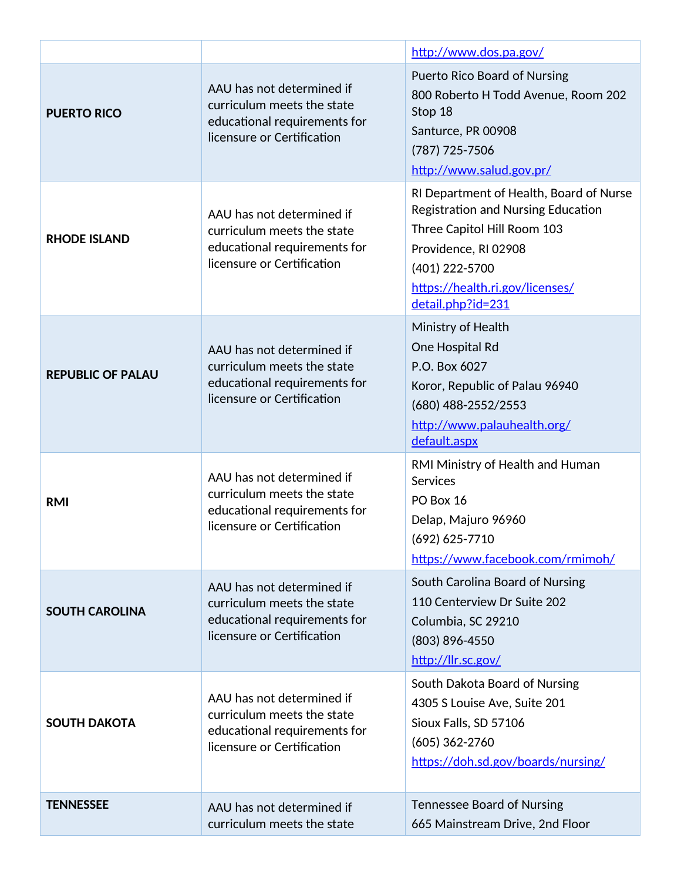| | | |
|---|---|---|
| | | http://www.dos.pa.gov/ |
| **PUERTO RICO** | AAU has not determined if curriculum meets the state educational requirements for licensure or Certification | Puerto Rico Board of Nursing<br>800 Roberto H Todd Avenue, Room 202 Stop 18<br>Santurce, PR 00908<br>(787) 725-7506<br>http://www.salud.gov.pr/ |
| **RHODE ISLAND** | AAU has not determined if curriculum meets the state educational requirements for licensure or Certification | RI Department of Health, Board of Nurse Registration and Nursing Education<br>Three Capitol Hill Room 103<br>Providence, RI 02908<br>(401) 222-5700<br>https://health.ri.gov/licenses/detail.php?id=231 |
| **REPUBLIC OF PALAU** | AAU has not determined if curriculum meets the state educational requirements for licensure or Certification | Ministry of Health<br>One Hospital Rd<br>P.O. Box 6027<br>Koror, Republic of Palau 96940<br>(680) 488-2552/2553<br>http://www.palauhealth.org/default.aspx |
| **RMI** | AAU has not determined if curriculum meets the state educational requirements for licensure or Certification | RMI Ministry of Health and Human Services<br>PO Box 16<br>Delap, Majuro 96960<br>(692) 625-7710<br>https://www.facebook.com/rmimoh/ |
| **SOUTH CAROLINA** | AAU has not determined if curriculum meets the state educational requirements for licensure or Certification | South Carolina Board of Nursing<br>110 Centerview Dr Suite 202<br>Columbia, SC 29210<br>(803) 896-4550<br>http://llr.sc.gov/ |
| **SOUTH DAKOTA** | AAU has not determined if curriculum meets the state educational requirements for licensure or Certification | South Dakota Board of Nursing<br>4305 S Louise Ave, Suite 201<br>Sioux Falls, SD 57106<br>(605) 362-2760<br>https://doh.sd.gov/boards/nursing/ |
| **TENNESSEE** | AAU has not determined if curriculum meets the state | Tennessee Board of Nursing<br>665 Mainstream Drive, 2nd Floor |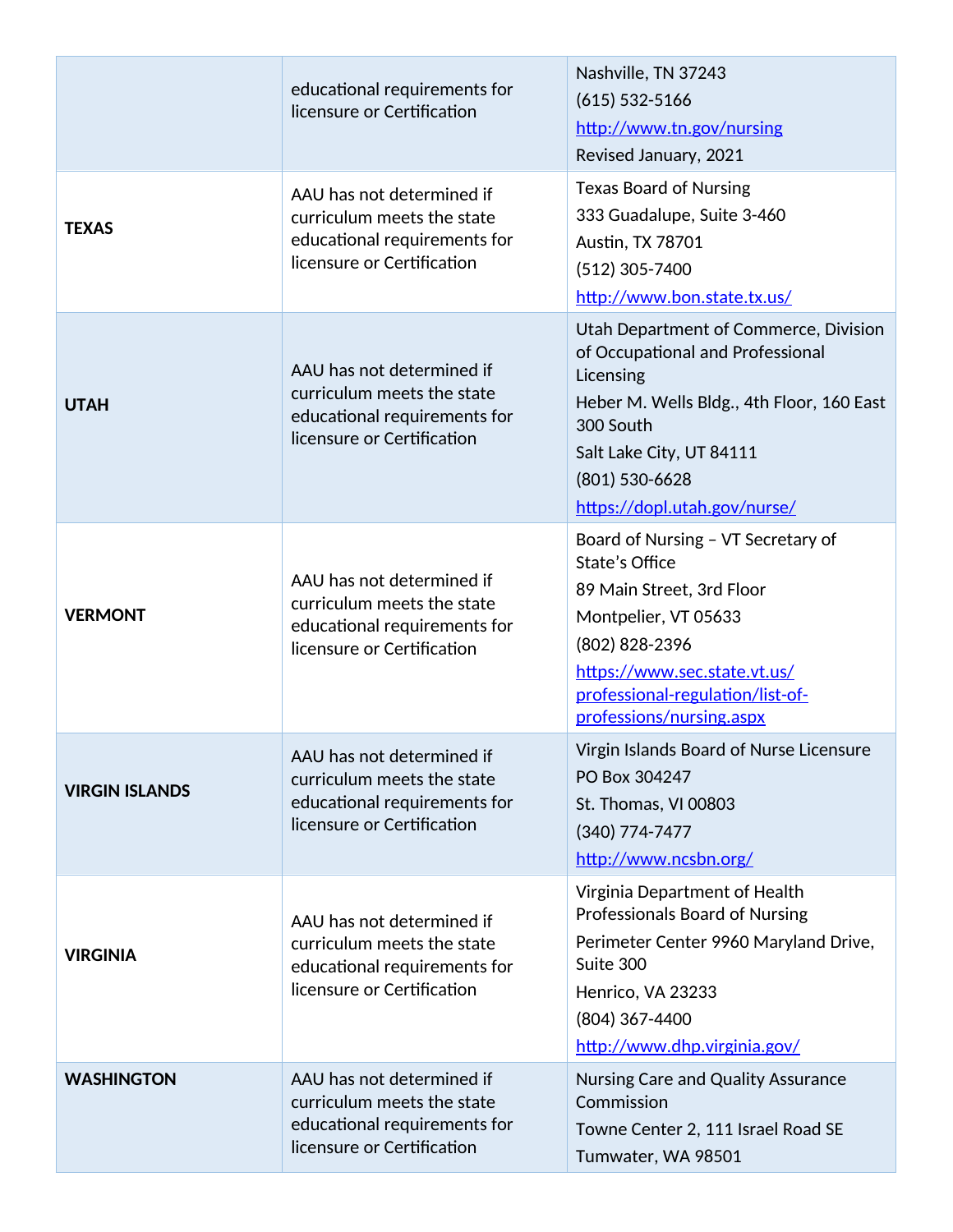| | | |
|---|---|---|
| | educational requirements for licensure or Certification | Nashville, TN 37243<br>(615) 532-5166<br>http://www.tn.gov/nursing<br>Revised January, 2021 |
| **TEXAS** | AAU has not determined if curriculum meets the state educational requirements for licensure or Certification | Texas Board of Nursing<br>333 Guadalupe, Suite 3-460<br>Austin, TX 78701<br>(512) 305-7400<br>http://www.bon.state.tx.us/ |
| **UTAH** | AAU has not determined if curriculum meets the state educational requirements for licensure or Certification | Utah Department of Commerce, Division of Occupational and Professional Licensing<br>Heber M. Wells Bldg., 4th Floor, 160 East 300 South<br>Salt Lake City, UT 84111<br>(801) 530-6628<br>https://dopl.utah.gov/nurse/ |
| **VERMONT** | AAU has not determined if curriculum meets the state educational requirements for licensure or Certification | Board of Nursing – VT Secretary of State's Office<br>89 Main Street, 3rd Floor<br>Montpelier, VT 05633<br>(802) 828-2396<br>https://www.sec.state.vt.us/professional-regulation/list-of-professions/nursing.aspx |
| **VIRGIN ISLANDS** | AAU has not determined if curriculum meets the state educational requirements for licensure or Certification | Virgin Islands Board of Nurse Licensure<br>PO Box 304247<br>St. Thomas, VI 00803<br>(340) 774-7477<br>http://www.ncsbn.org/ |
| **VIRGINIA** | AAU has not determined if curriculum meets the state educational requirements for licensure or Certification | Virginia Department of Health Professionals Board of Nursing<br>Perimeter Center 9960 Maryland Drive, Suite 300<br>Henrico, VA 23233<br>(804) 367-4400<br>http://www.dhp.virginia.gov/ |
| **WASHINGTON** | AAU has not determined if curriculum meets the state educational requirements for licensure or Certification | Nursing Care and Quality Assurance Commission<br>Towne Center 2, 111 Israel Road SE<br>Tumwater, WA 98501 |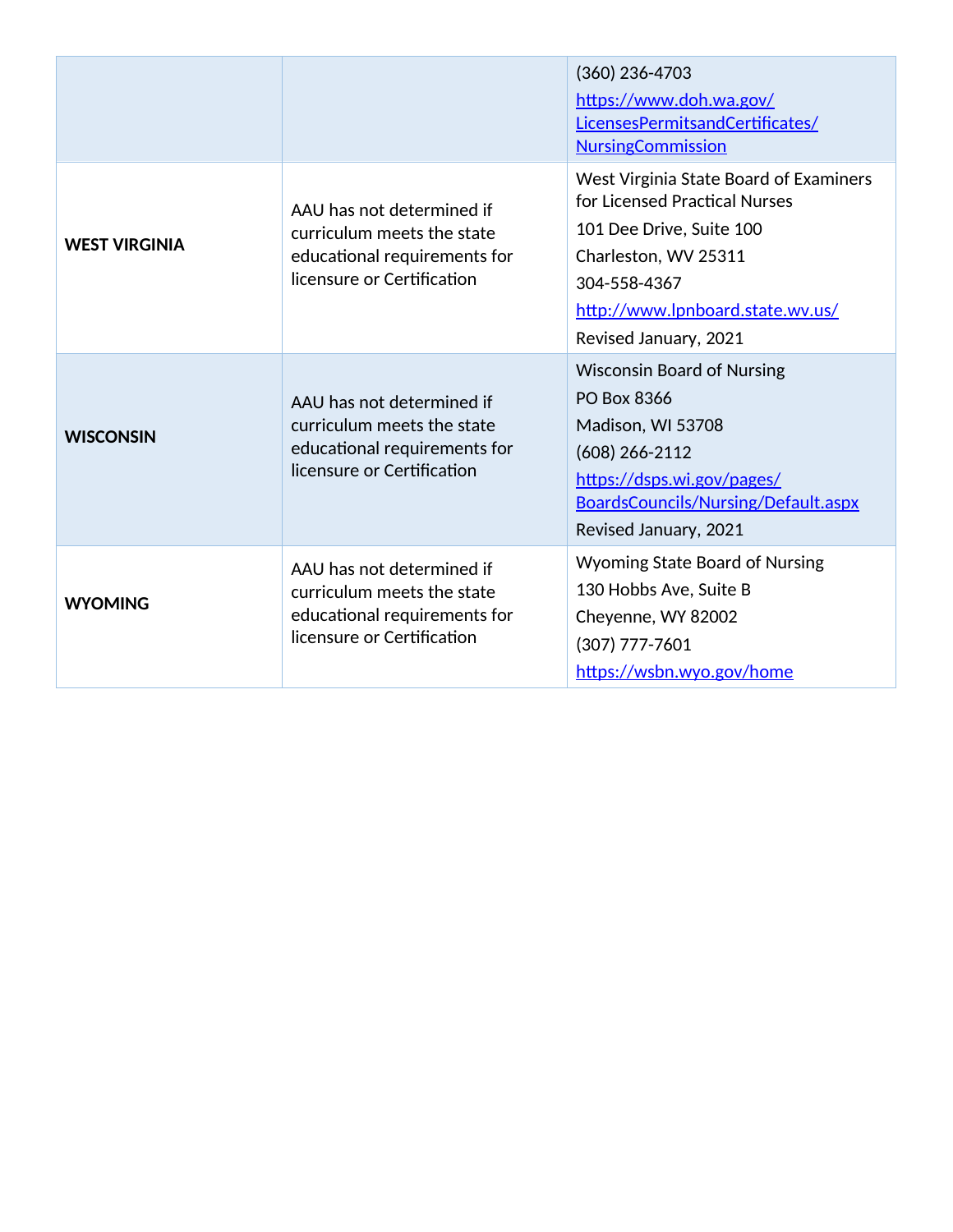| | | |
|---|---|---|
| | | (360) 236-4703<br>https://www.doh.wa.gov/LicensesPermitsandCertificates/NursingCommission |
| **WEST VIRGINIA** | AAU has not determined if curriculum meets the state educational requirements for licensure or Certification | West Virginia State Board of Examiners for Licensed Practical Nurses<br>101 Dee Drive, Suite 100<br>Charleston, WV 25311<br>304-558-4367<br>http://www.lpnboard.state.wv.us/<br>Revised January, 2021 |
| **WISCONSIN** | AAU has not determined if curriculum meets the state educational requirements for licensure or Certification | Wisconsin Board of Nursing<br>PO Box 8366<br>Madison, WI 53708<br>(608) 266-2112<br>https://dsps.wi.gov/pages/BoardsCouncils/Nursing/Default.aspx<br>Revised January, 2021 |
| **WYOMING** | AAU has not determined if curriculum meets the state educational requirements for licensure or Certification | Wyoming State Board of Nursing<br>130 Hobbs Ave, Suite B<br>Cheyenne, WY 82002<br>(307) 777-7601<br>https://wsbn.wyo.gov/home |